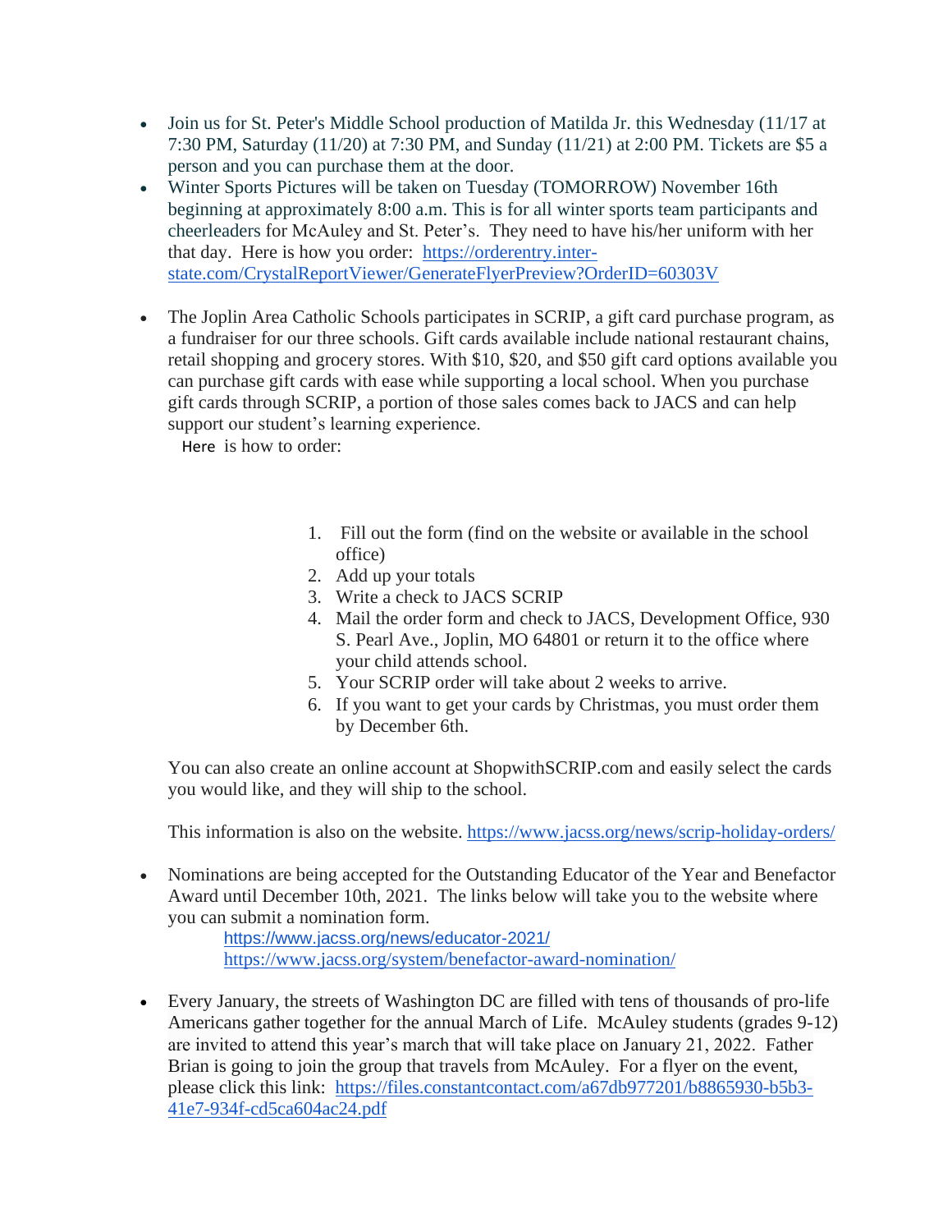- Join us for St. Peter's Middle School production of Matilda Jr. this Wednesday (11/17 at 7:30 PM, Saturday (11/20) at 7:30 PM, and Sunday (11/21) at 2:00 PM. Tickets are $5 a person and you can purchase them at the door.
- Winter Sports Pictures will be taken on Tuesday (TOMORROW) November 16th beginning at approximately 8:00 a.m. This is for all winter sports team participants and cheerleaders for McAuley and St. Peter's. They need to have his/her uniform with her that day. Here is how you order: https://orderentry.inter-state.com/CrystalReportViewer/GenerateFlyerPreview?OrderID=60303V

- The Joplin Area Catholic Schools participates in SCRIP, a gift card purchase program, as a fundraiser for our three schools. Gift cards available include national restaurant chains, retail shopping and grocery stores. With $10, $20, and $50 gift card options available you can purchase gift cards with ease while supporting a local school. When you purchase gift cards through SCRIP, a portion of those sales comes back to JACS and can help support our student's learning experience.

  Here is how to order:

  1. Fill out the form (find on the website or available in the school office)
  2. Add up your totals
  3. Write a check to JACS SCRIP
  4. Mail the order form and check to JACS, Development Office, 930 S. Pearl Ave., Joplin, MO 64801 or return it to the office where your child attends school.
  5. Your SCRIP order will take about 2 weeks to arrive.
  6. If you want to get your cards by Christmas, you must order them by December 6th.

  You can also create an online account at ShopwithSCRIP.com and easily select the cards you would like, and they will ship to the school.

  This information is also on the website. https://www.jacss.org/news/scrip-holiday-orders/

- Nominations are being accepted for the Outstanding Educator of the Year and Benefactor Award until December 10th, 2021. The links below will take you to the website where you can submit a nomination form.

  https://www.jacss.org/news/educator-2021/
  https://www.jacss.org/system/benefactor-award-nomination/

- Every January, the streets of Washington DC are filled with tens of thousands of pro-life Americans gather together for the annual March of Life. McAuley students (grades 9-12) are invited to attend this year's march that will take place on January 21, 2022. Father Brian is going to join the group that travels from McAuley. For a flyer on the event, please click this link: https://files.constantcontact.com/a67db977201/b8865930-b5b3-41e7-934f-cd5ca604ac24.pdf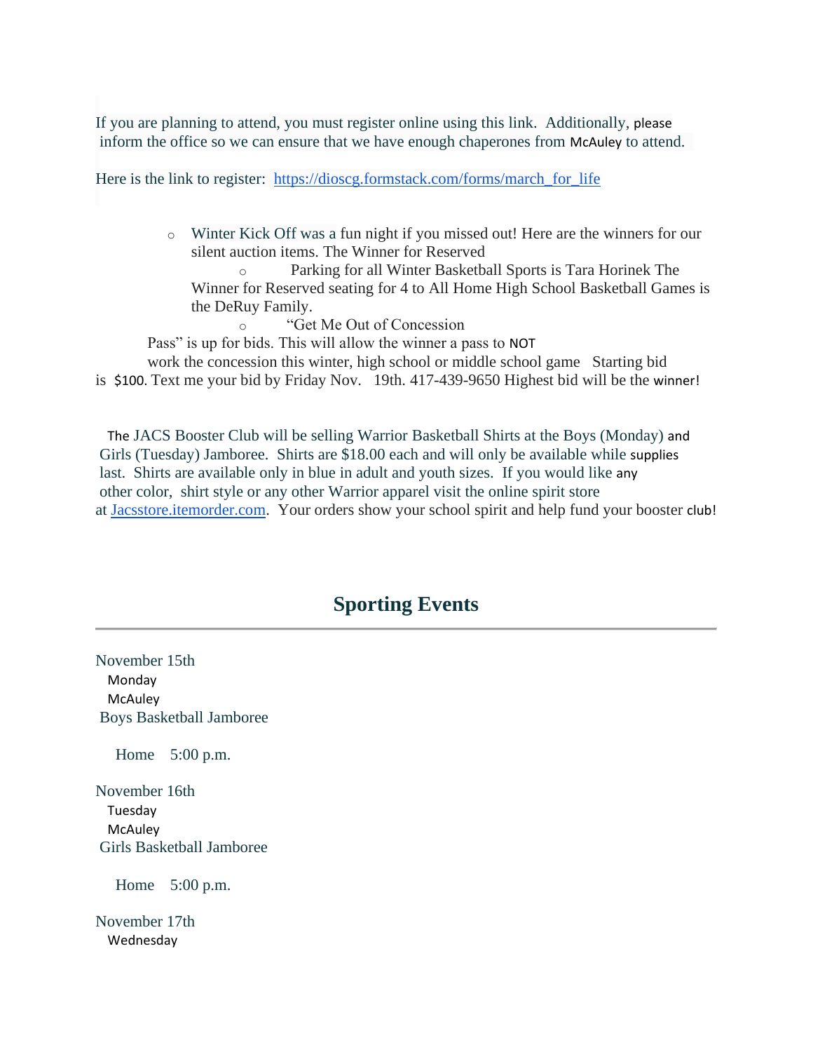If you are planning to attend, you must register online using this link.  Additionally, please inform the office so we can ensure that we have enough chaperones from McAuley to attend.

Here is the link to register:  https://dioscg.formstack.com/forms/march_for_life

- Winter Kick Off was a fun night if you missed out! Here are the winners for our silent auction items. The Winner for Reserved
  - Parking for all Winter Basketball Sports is Tara Horinek The Winner for Reserved seating for 4 to All Home High School Basketball Games is the DeRuy Family.
  - "Get Me Out of Concession Pass" is up for bids. This will allow the winner a pass to NOT work the concession this winter, high school or middle school game   Starting bid is $100. Text me your bid by Friday Nov.   19th. 417-439-9650 Highest bid will be the winner!

The JACS Booster Club will be selling Warrior Basketball Shirts at the Boys (Monday) and Girls (Tuesday) Jamboree.  Shirts are $18.00 each and will only be available while supplies last.  Shirts are available only in blue in adult and youth sizes.  If you would like any other color,  shirt style or any other Warrior apparel visit the online spirit store at Jacsstore.itemorder.com.  Your orders show your school spirit and help fund your booster club!

## Sporting Events

---

November 15th
Monday
McAuley
Boys Basketball Jamboree

Home    5:00 p.m.

November 16th
Tuesday
McAuley
Girls Basketball Jamboree

Home    5:00 p.m.

November 17th
Wednesday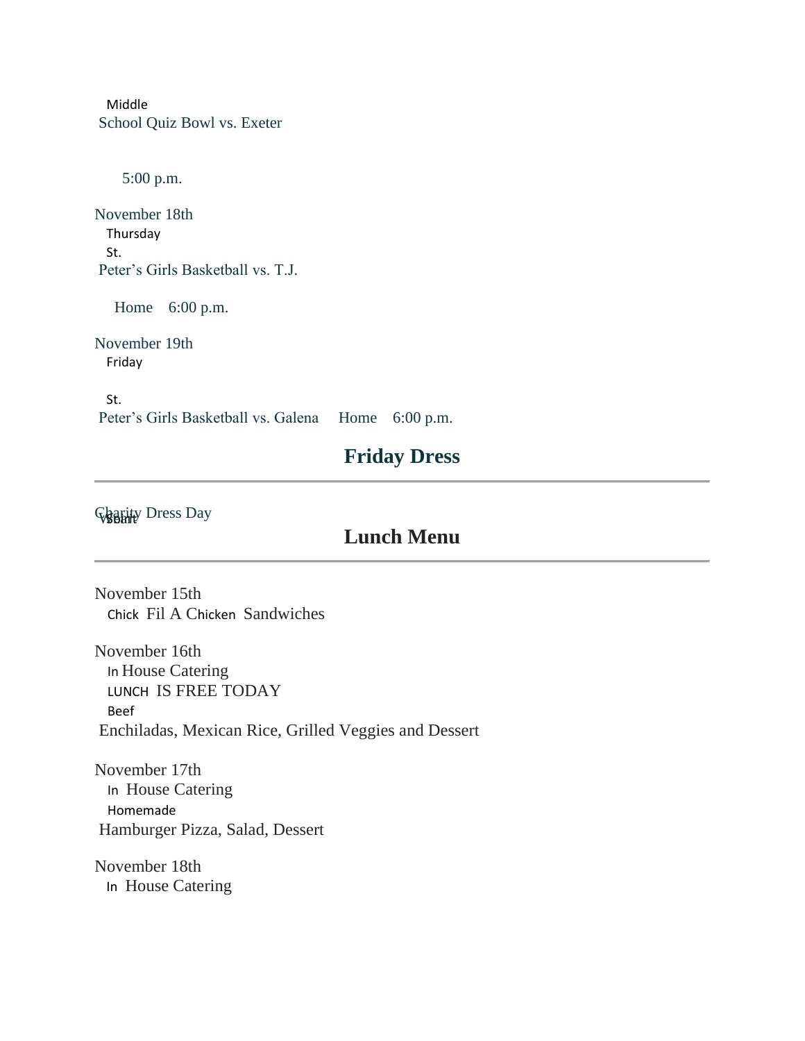Middle School Quiz Bowl vs. Exeter

5:00 p.m.

November 18th
Thursday
St. Peter's Girls Basketball vs. T.J.

Home 6:00 p.m.

November 19th
Friday

St. Peter's Girls Basketball vs. Galena Home 6:00 p.m.

## Friday Dress

---

Charity Dress Day

## Lunch Menu

---

November 15th
Chick Fil A Chicken Sandwiches

November 16th
In House Catering
LUNCH IS FREE TODAY
Beef Enchiladas, Mexican Rice, Grilled Veggies and Dessert

November 17th
In House Catering
Homemade Hamburger Pizza, Salad, Dessert

November 18th
In House Catering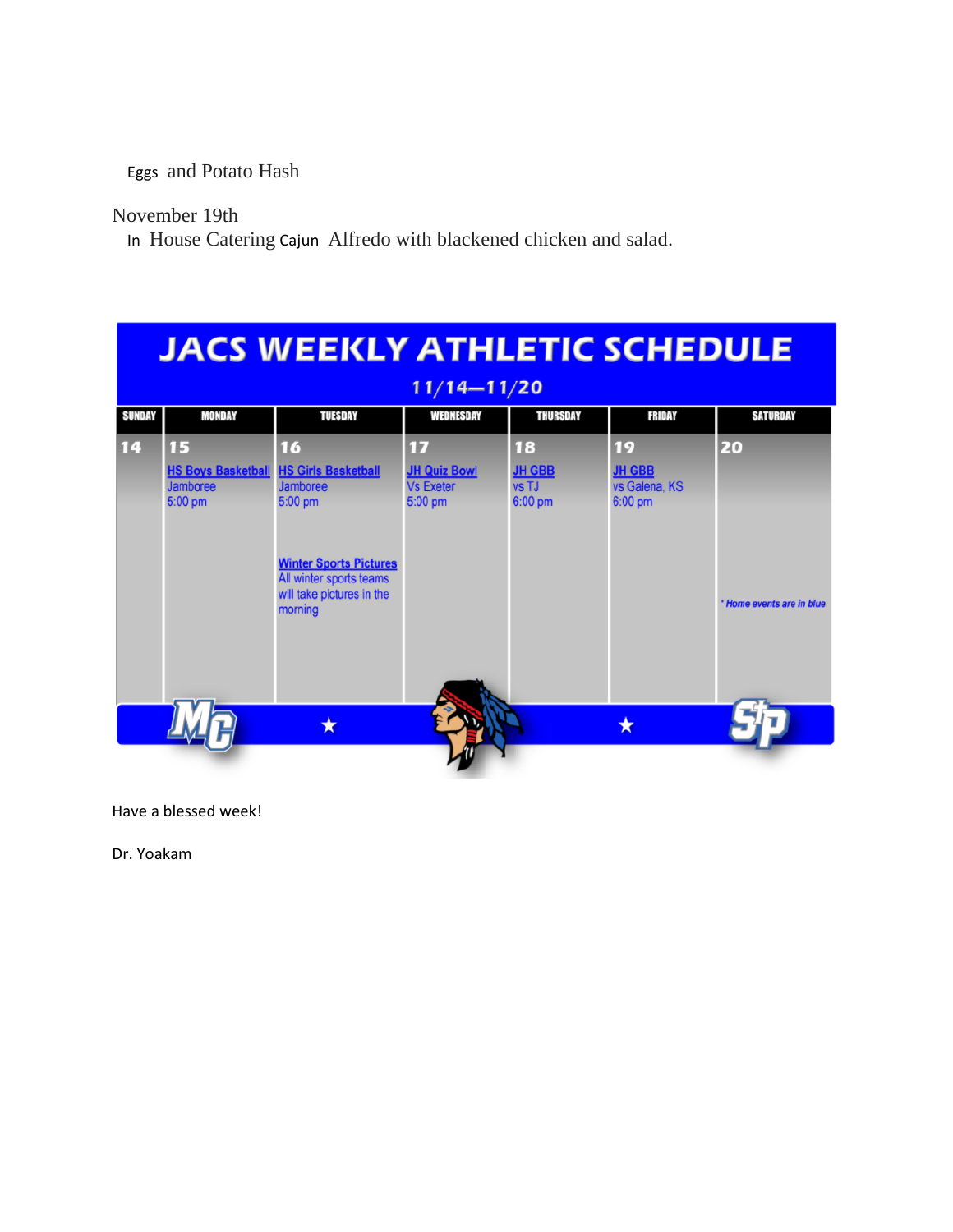Eggs and Potato Hash

November 19th

In House Catering Cajun Alfredo with blackened chicken and salad.

# JACS WEEKLY ATHLETIC SCHEDULE

11/14—11/20

| SUNDAY | MONDAY | TUESDAY | WEDNESDAY | THURSDAY | FRIDAY | SATURDAY |
|---|---|---|---|---|---|---|
| 14 | 15 | 16 | 17 | 18 | 19 | 20 |
| | HS Boys Basketball<br>Jamboree<br>5:00 pm | HS Girls Basketball<br>Jamboree<br>5:00 pm<br><br>Winter Sports Pictures<br>All winter sports teams will take pictures in the morning | JH Quiz Bowl<br>Vs Exeter<br>5:00 pm | JH GBB<br>vs TJ<br>6:00 pm | JH GBB<br>vs Galena, KS<br>6:00 pm | * Home events are in blue |

Have a blessed week!

Dr. Yoakam